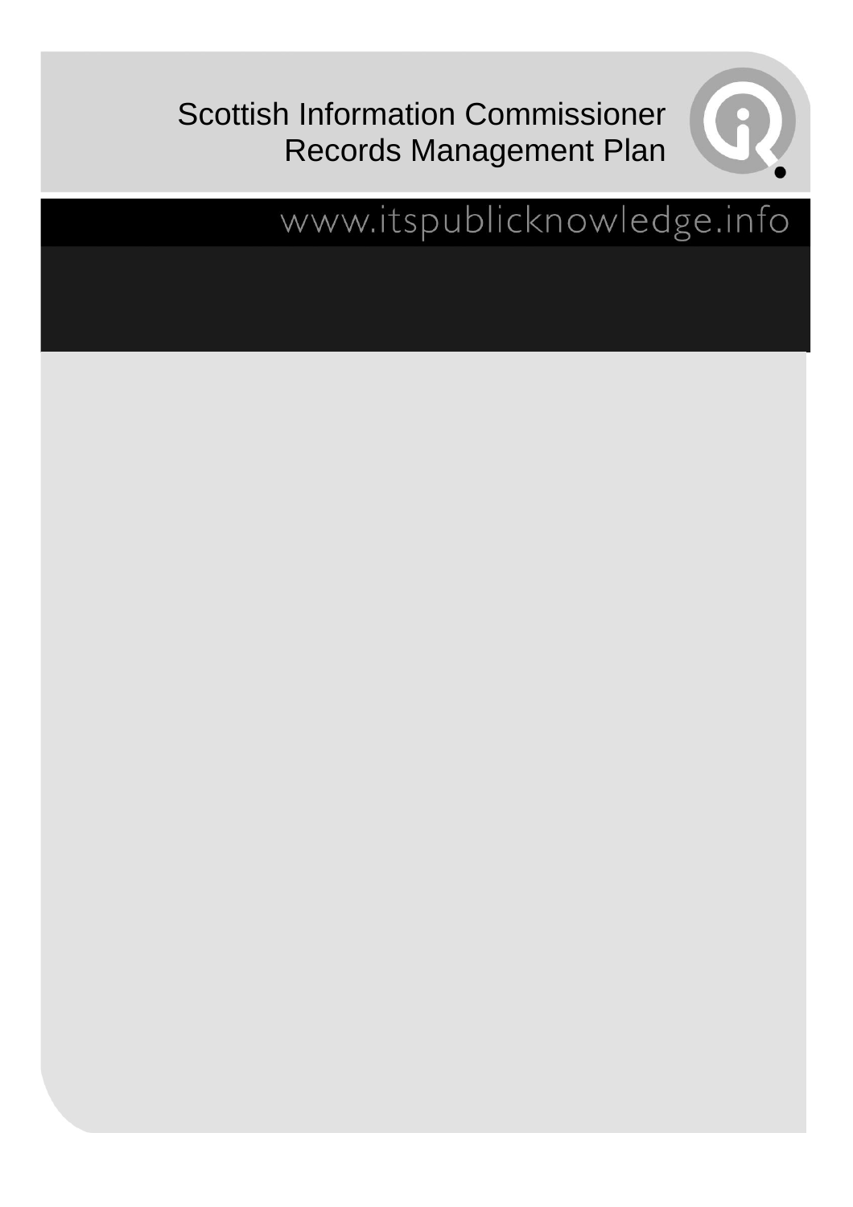# Scottish Information Commissioner Records Management Plan

www.itspublicknowledge.info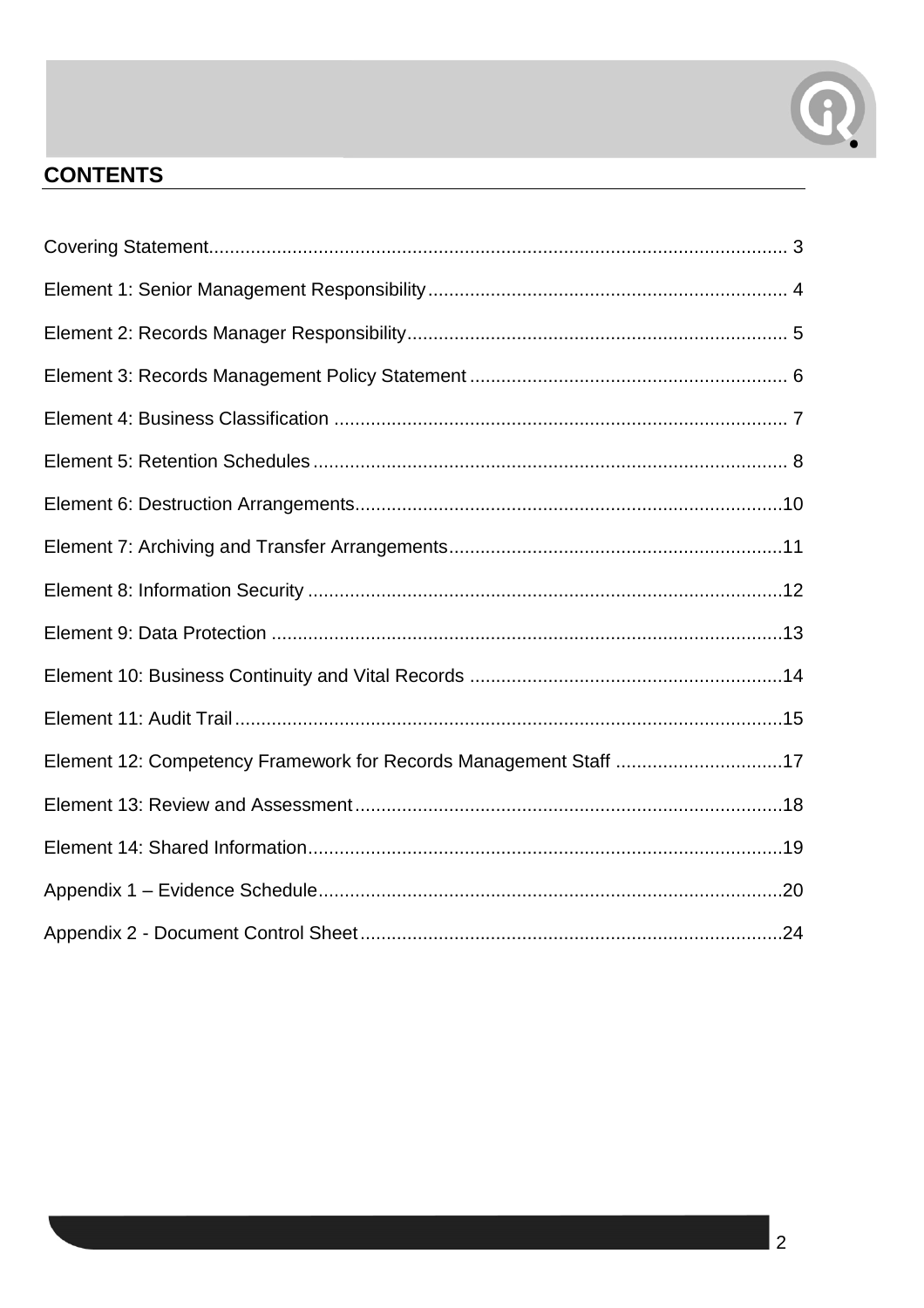## CONTENTS

Covering Statement........................................................................................................ 3

Element 1: Senior Management Responsibility.............................................................. 4

Element 2: Records Manager Responsibility.................................................................. 5

Element 3: Records Management Policy Statement....................................................... 6

Element 4: Business Classification ................................................................................ 7

Element 5: Retention Schedules..................................................................................... 8

Element 6: Destruction Arrangements...........................................................................10

Element 7: Archiving and Transfer Arrangements..........................................................11

Element 8: Information Security ....................................................................................12

Element 9: Data Protection ............................................................................................13

Element 10: Business Continuity and Vital Records .......................................................14

Element 11: Audit Trail...................................................................................................15

Element 12: Competency Framework for Records Management Staff ...........................17

Element 13: Review and Assessment............................................................................18

Element 14: Shared Information.....................................................................................19

Appendix 1 – Evidence Schedule...................................................................................20

Appendix 2 - Document Control Sheet...........................................................................24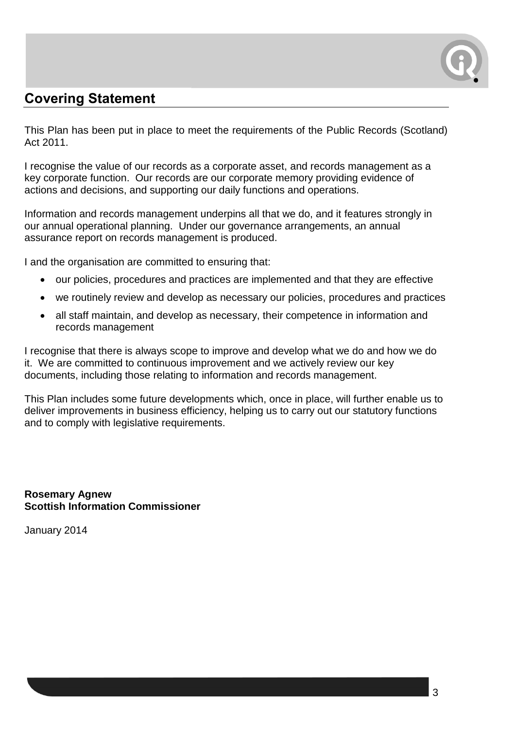## Covering Statement

This Plan has been put in place to meet the requirements of the Public Records (Scotland) Act 2011.

I recognise the value of our records as a corporate asset, and records management as a key corporate function. Our records are our corporate memory providing evidence of actions and decisions, and supporting our daily functions and operations.

Information and records management underpins all that we do, and it features strongly in our annual operational planning. Under our governance arrangements, an annual assurance report on records management is produced.

I and the organisation are committed to ensuring that:

- our policies, procedures and practices are implemented and that they are effective
- we routinely review and develop as necessary our policies, procedures and practices
- all staff maintain, and develop as necessary, their competence in information and records management

I recognise that there is always scope to improve and develop what we do and how we do it. We are committed to continuous improvement and we actively review our key documents, including those relating to information and records management.

This Plan includes some future developments which, once in place, will further enable us to deliver improvements in business efficiency, helping us to carry out our statutory functions and to comply with legislative requirements.

**Rosemary Agnew**
**Scottish Information Commissioner**

January 2014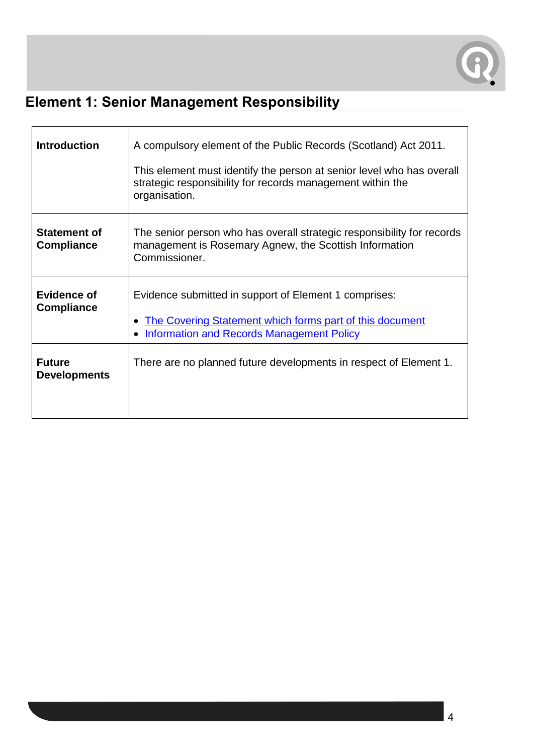## Element 1: Senior Management Responsibility

| | |
|---|---|
| **Introduction** | A compulsory element of the Public Records (Scotland) Act 2011.<br><br>This element must identify the person at senior level who has overall strategic responsibility for records management within the organisation. |
| **Statement of Compliance** | The senior person who has overall strategic responsibility for records management is Rosemary Agnew, the Scottish Information Commissioner. |
| **Evidence of Compliance** | Evidence submitted in support of Element 1 comprises:<br><br>• The Covering Statement which forms part of this document<br>• Information and Records Management Policy |
| **Future Developments** | There are no planned future developments in respect of Element 1. |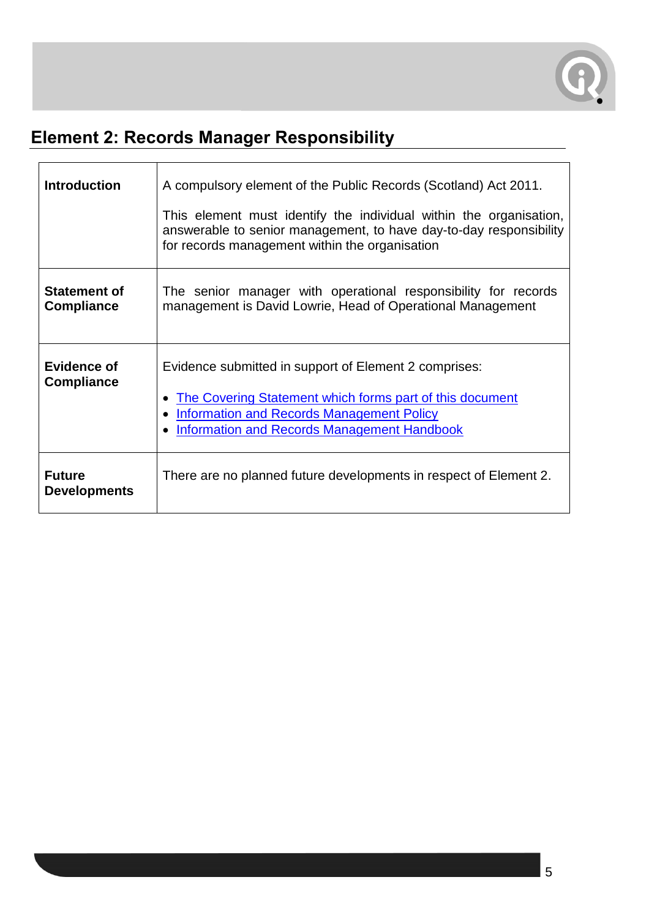## Element 2: Records Manager Responsibility

| | |
|---|---|
| **Introduction** | A compulsory element of the Public Records (Scotland) Act 2011.<br><br>This element must identify the individual within the organisation, answerable to senior management, to have day-to-day responsibility for records management within the organisation |
| **Statement of Compliance** | The senior manager with operational responsibility for records management is David Lowrie, Head of Operational Management |
| **Evidence of Compliance** | Evidence submitted in support of Element 2 comprises:<br><br>• The Covering Statement which forms part of this document<br>• Information and Records Management Policy<br>• Information and Records Management Handbook |
| **Future Developments** | There are no planned future developments in respect of Element 2. |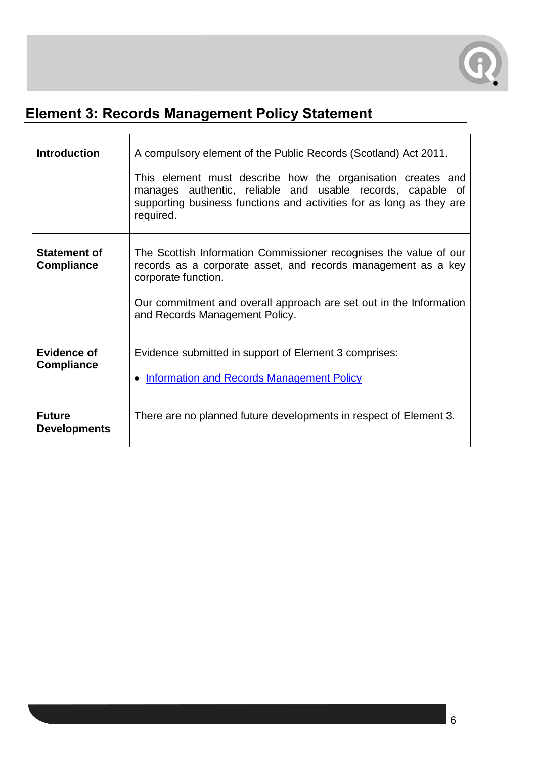## Element 3: Records Management Policy Statement

| | |
|---|---|
| **Introduction** | A compulsory element of the Public Records (Scotland) Act 2011.<br><br>This element must describe how the organisation creates and manages authentic, reliable and usable records, capable of supporting business functions and activities for as long as they are required. |
| **Statement of Compliance** | The Scottish Information Commissioner recognises the value of our records as a corporate asset, and records management as a key corporate function.<br><br>Our commitment and overall approach are set out in the Information and Records Management Policy. |
| **Evidence of Compliance** | Evidence submitted in support of Element 3 comprises:<br><br>• Information and Records Management Policy |
| **Future Developments** | There are no planned future developments in respect of Element 3. |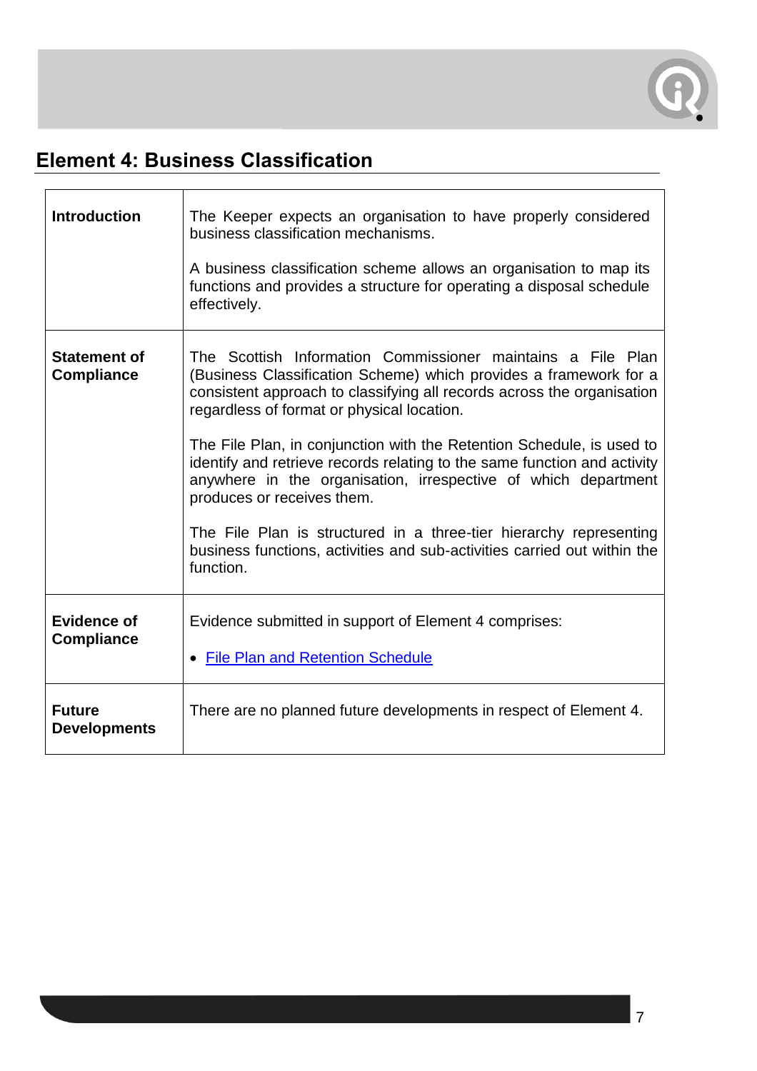## Element 4: Business Classification

| | |
|---|---|
| **Introduction** | The Keeper expects an organisation to have properly considered business classification mechanisms.<br><br>A business classification scheme allows an organisation to map its functions and provides a structure for operating a disposal schedule effectively. |
| **Statement of Compliance** | The Scottish Information Commissioner maintains a File Plan (Business Classification Scheme) which provides a framework for a consistent approach to classifying all records across the organisation regardless of format or physical location.<br><br>The File Plan, in conjunction with the Retention Schedule, is used to identify and retrieve records relating to the same function and activity anywhere in the organisation, irrespective of which department produces or receives them.<br><br>The File Plan is structured in a three-tier hierarchy representing business functions, activities and sub-activities carried out within the function. |
| **Evidence of Compliance** | Evidence submitted in support of Element 4 comprises:<br><br>• File Plan and Retention Schedule |
| **Future Developments** | There are no planned future developments in respect of Element 4. |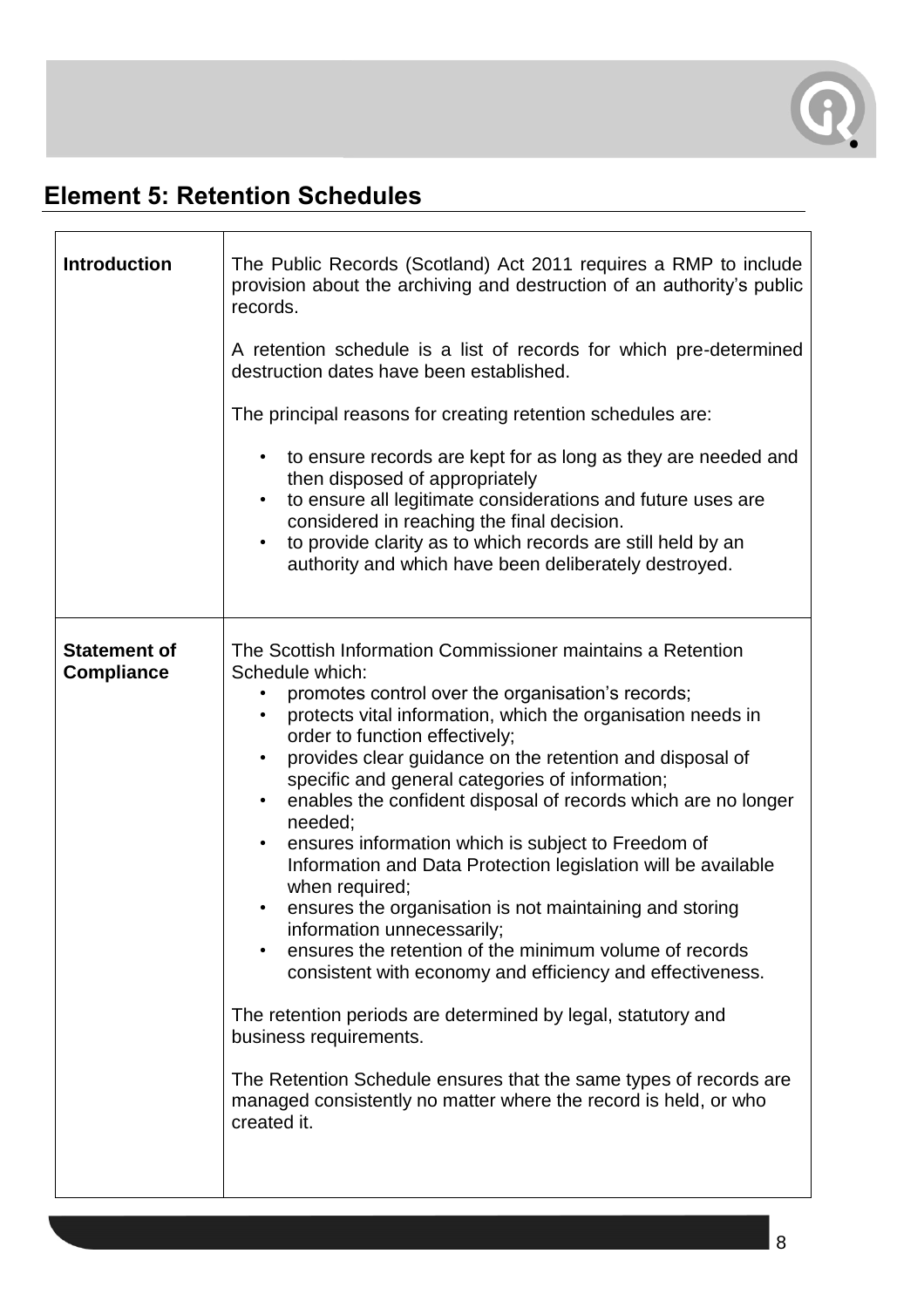## Element 5: Retention Schedules

| | |
|---|---|
| **Introduction** | The Public Records (Scotland) Act 2011 requires a RMP to include provision about the archiving and destruction of an authority's public records.<br><br>A retention schedule is a list of records for which pre-determined destruction dates have been established.<br><br>The principal reasons for creating retention schedules are:<br><br>• to ensure records are kept for as long as they are needed and then disposed of appropriately<br>• to ensure all legitimate considerations and future uses are considered in reaching the final decision.<br>• to provide clarity as to which records are still held by an authority and which have been deliberately destroyed. |
| **Statement of Compliance** | The Scottish Information Commissioner maintains a Retention Schedule which:<br>• promotes control over the organisation's records;<br>• protects vital information, which the organisation needs in order to function effectively;<br>• provides clear guidance on the retention and disposal of specific and general categories of information;<br>• enables the confident disposal of records which are no longer needed;<br>• ensures information which is subject to Freedom of Information and Data Protection legislation will be available when required;<br>• ensures the organisation is not maintaining and storing information unnecessarily;<br>• ensures the retention of the minimum volume of records consistent with economy and efficiency and effectiveness.<br><br>The retention periods are determined by legal, statutory and business requirements.<br><br>The Retention Schedule ensures that the same types of records are managed consistently no matter where the record is held, or who created it. |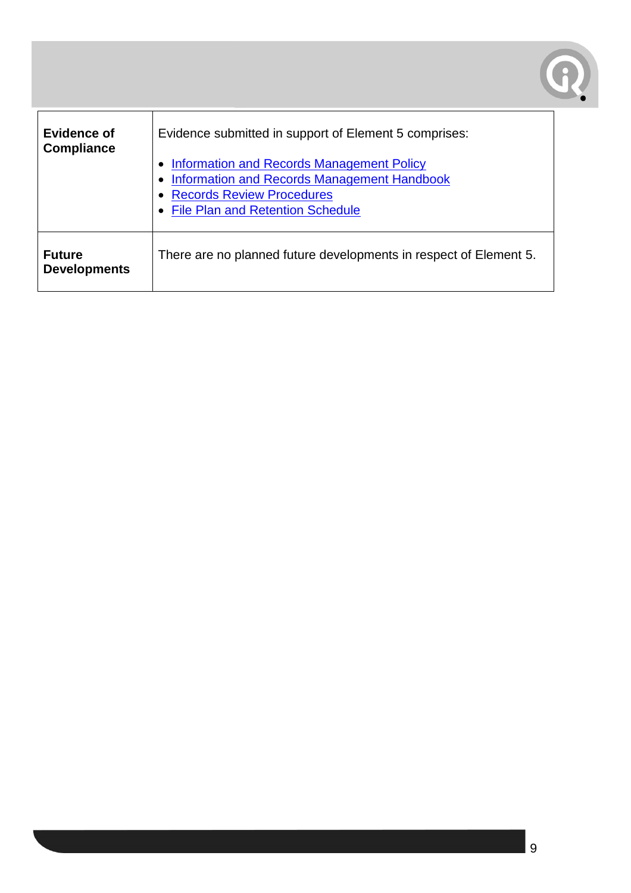| | |
|---|---|
| **Evidence of Compliance** | Evidence submitted in support of Element 5 comprises:<br><br>• Information and Records Management Policy<br>• Information and Records Management Handbook<br>• Records Review Procedures<br>• File Plan and Retention Schedule |
| **Future Developments** | There are no planned future developments in respect of Element 5. |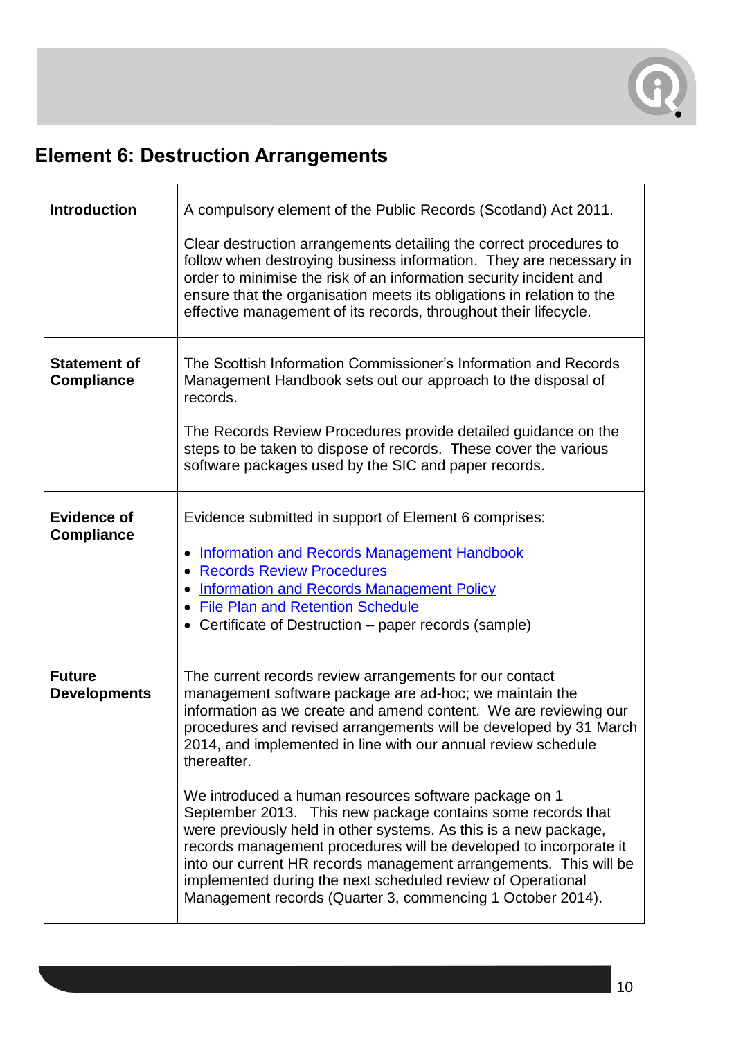## Element 6: Destruction Arrangements

| | |
|---|---|
| **Introduction** | A compulsory element of the Public Records (Scotland) Act 2011.<br><br>Clear destruction arrangements detailing the correct procedures to follow when destroying business information. They are necessary in order to minimise the risk of an information security incident and ensure that the organisation meets its obligations in relation to the effective management of its records, throughout their lifecycle. |
| **Statement of Compliance** | The Scottish Information Commissioner's Information and Records Management Handbook sets out our approach to the disposal of records.<br><br>The Records Review Procedures provide detailed guidance on the steps to be taken to dispose of records. These cover the various software packages used by the SIC and paper records. |
| **Evidence of Compliance** | Evidence submitted in support of Element 6 comprises:<br><br>• Information and Records Management Handbook<br>• Records Review Procedures<br>• Information and Records Management Policy<br>• File Plan and Retention Schedule<br>• Certificate of Destruction – paper records (sample) |
| **Future Developments** | The current records review arrangements for our contact management software package are ad-hoc; we maintain the information as we create and amend content. We are reviewing our procedures and revised arrangements will be developed by 31 March 2014, and implemented in line with our annual review schedule thereafter.<br><br>We introduced a human resources software package on 1 September 2013. This new package contains some records that were previously held in other systems. As this is a new package, records management procedures will be developed to incorporate it into our current HR records management arrangements. This will be implemented during the next scheduled review of Operational Management records (Quarter 3, commencing 1 October 2014). |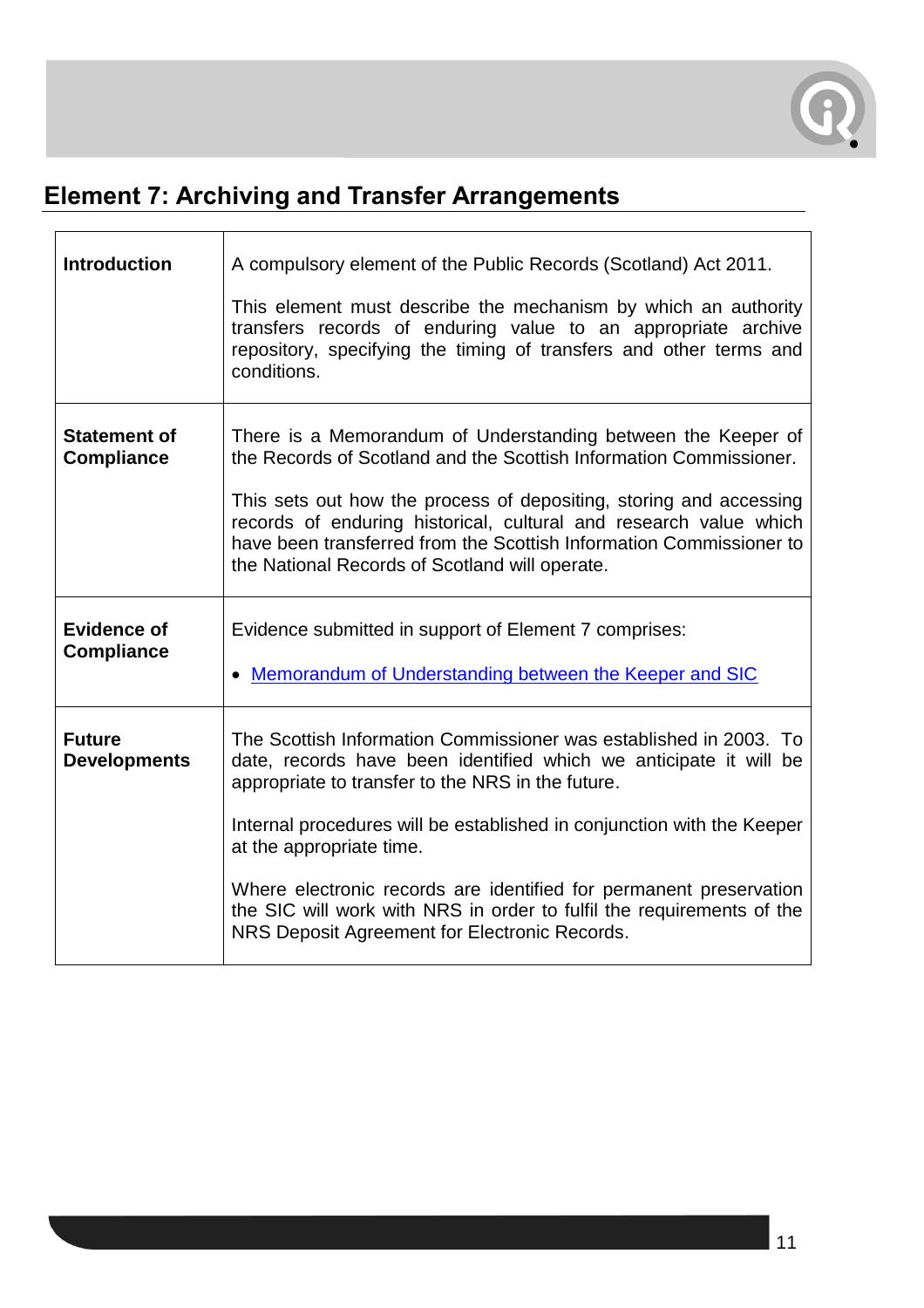## Element 7: Archiving and Transfer Arrangements

| | |
|---|---|
| **Introduction** | A compulsory element of the Public Records (Scotland) Act 2011.<br><br>This element must describe the mechanism by which an authority transfers records of enduring value to an appropriate archive repository, specifying the timing of transfers and other terms and conditions. |
| **Statement of Compliance** | There is a Memorandum of Understanding between the Keeper of the Records of Scotland and the Scottish Information Commissioner.<br><br>This sets out how the process of depositing, storing and accessing records of enduring historical, cultural and research value which have been transferred from the Scottish Information Commissioner to the National Records of Scotland will operate. |
| **Evidence of Compliance** | Evidence submitted in support of Element 7 comprises:<br><br>• Memorandum of Understanding between the Keeper and SIC |
| **Future Developments** | The Scottish Information Commissioner was established in 2003. To date, records have been identified which we anticipate it will be appropriate to transfer to the NRS in the future.<br><br>Internal procedures will be established in conjunction with the Keeper at the appropriate time.<br><br>Where electronic records are identified for permanent preservation the SIC will work with NRS in order to fulfil the requirements of the NRS Deposit Agreement for Electronic Records. |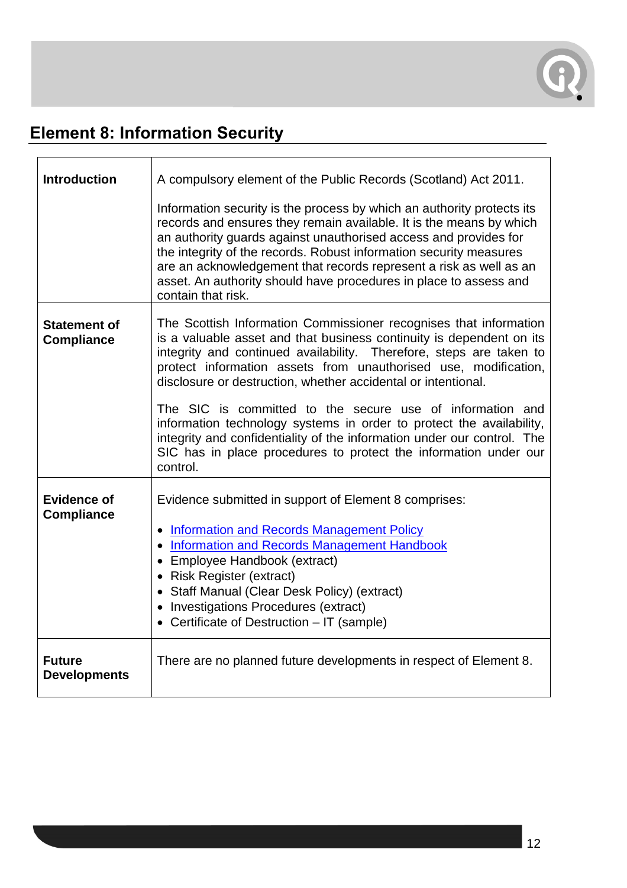## Element 8: Information Security

| | |
|---|---|
| **Introduction** | A compulsory element of the Public Records (Scotland) Act 2011.<br><br>Information security is the process by which an authority protects its records and ensures they remain available. It is the means by which an authority guards against unauthorised access and provides for the integrity of the records. Robust information security measures are an acknowledgement that records represent a risk as well as an asset. An authority should have procedures in place to assess and contain that risk. |
| **Statement of Compliance** | The Scottish Information Commissioner recognises that information is a valuable asset and that business continuity is dependent on its integrity and continued availability. Therefore, steps are taken to protect information assets from unauthorised use, modification, disclosure or destruction, whether accidental or intentional.<br><br>The SIC is committed to the secure use of information and information technology systems in order to protect the availability, integrity and confidentiality of the information under our control. The SIC has in place procedures to protect the information under our control. |
| **Evidence of Compliance** | Evidence submitted in support of Element 8 comprises:<br><br>• Information and Records Management Policy<br>• Information and Records Management Handbook<br>• Employee Handbook (extract)<br>• Risk Register (extract)<br>• Staff Manual (Clear Desk Policy) (extract)<br>• Investigations Procedures (extract)<br>• Certificate of Destruction – IT (sample) |
| **Future Developments** | There are no planned future developments in respect of Element 8. |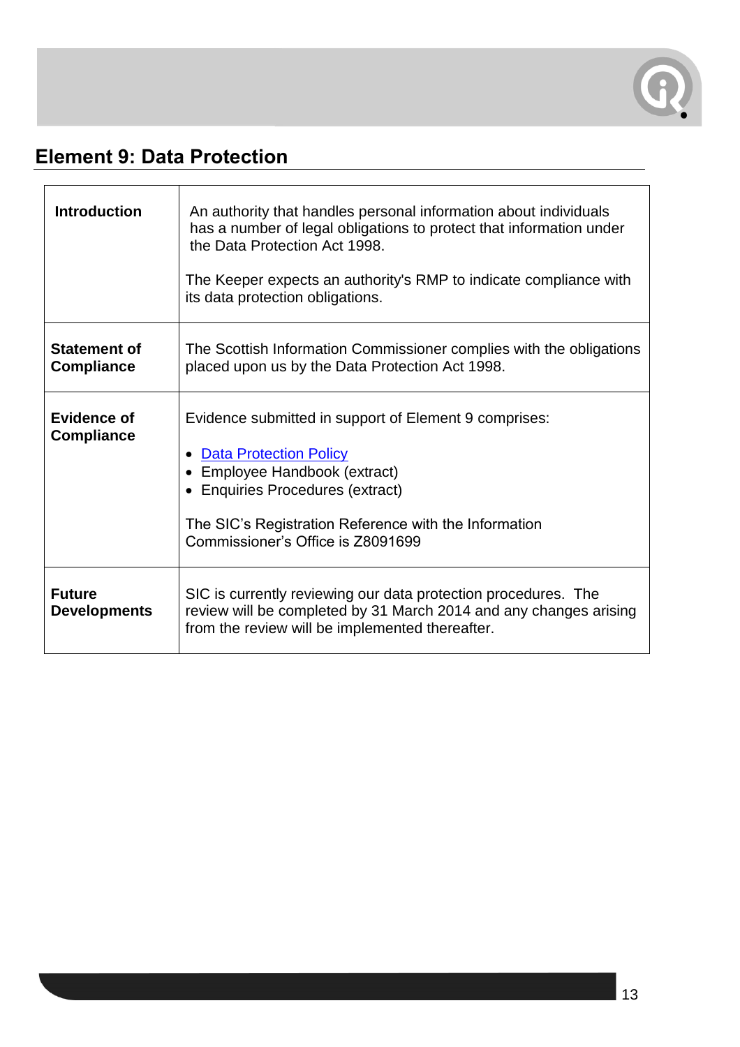## Element 9: Data Protection

| | |
|---|---|
| **Introduction** | An authority that handles personal information about individuals has a number of legal obligations to protect that information under the Data Protection Act 1998.<br><br>The Keeper expects an authority's RMP to indicate compliance with its data protection obligations. |
| **Statement of Compliance** | The Scottish Information Commissioner complies with the obligations placed upon us by the Data Protection Act 1998. |
| **Evidence of Compliance** | Evidence submitted in support of Element 9 comprises:<br><br>• Data Protection Policy<br>• Employee Handbook (extract)<br>• Enquiries Procedures (extract)<br><br>The SIC's Registration Reference with the Information Commissioner's Office is Z8091699 |
| **Future Developments** | SIC is currently reviewing our data protection procedures. The review will be completed by 31 March 2014 and any changes arising from the review will be implemented thereafter. |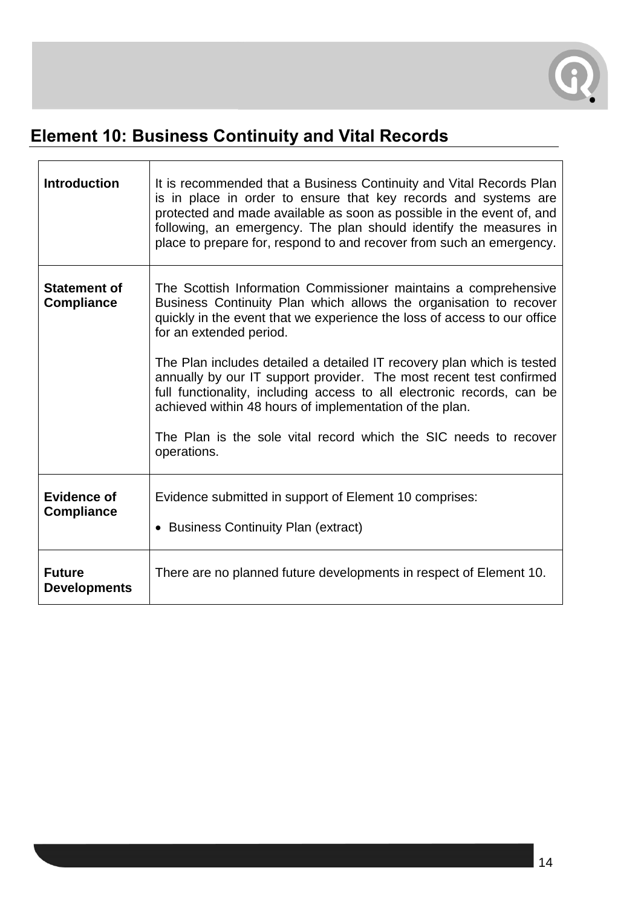## Element 10: Business Continuity and Vital Records

| | |
|---|---|
| **Introduction** | It is recommended that a Business Continuity and Vital Records Plan is in place in order to ensure that key records and systems are protected and made available as soon as possible in the event of, and following, an emergency. The plan should identify the measures in place to prepare for, respond to and recover from such an emergency. |
| **Statement of Compliance** | The Scottish Information Commissioner maintains a comprehensive Business Continuity Plan which allows the organisation to recover quickly in the event that we experience the loss of access to our office for an extended period.<br><br>The Plan includes detailed a detailed IT recovery plan which is tested annually by our IT support provider. The most recent test confirmed full functionality, including access to all electronic records, can be achieved within 48 hours of implementation of the plan.<br><br>The Plan is the sole vital record which the SIC needs to recover operations. |
| **Evidence of Compliance** | Evidence submitted in support of Element 10 comprises:<br><br>• Business Continuity Plan (extract) |
| **Future Developments** | There are no planned future developments in respect of Element 10. |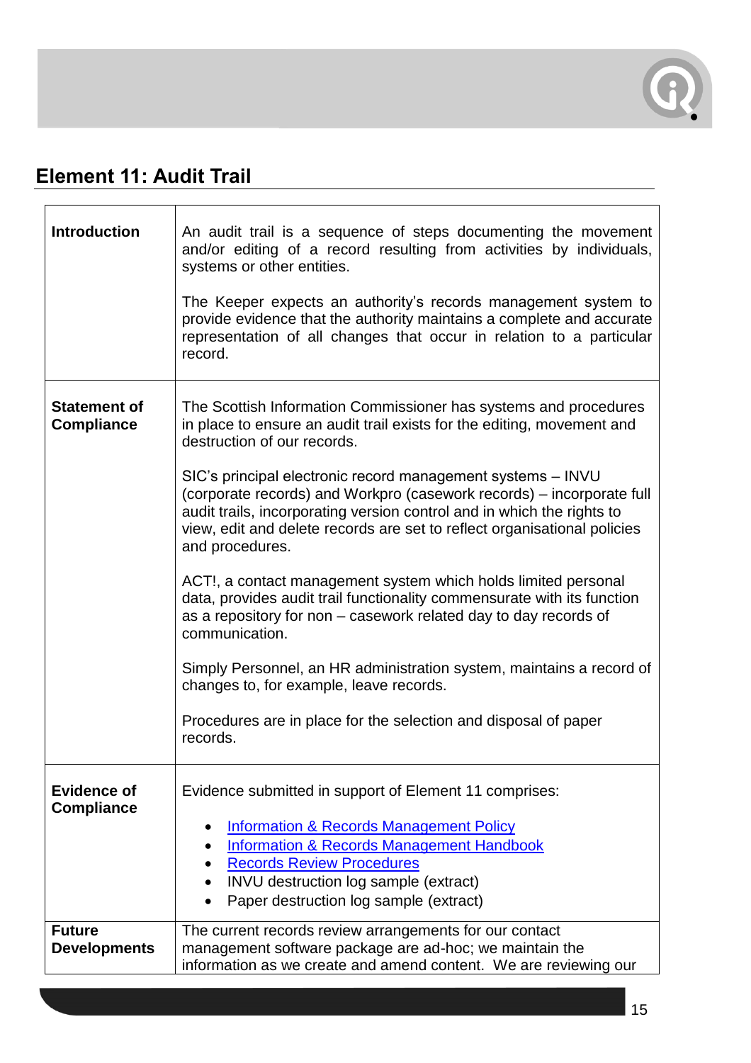## Element 11: Audit Trail

| | |
|---|---|
| **Introduction** | An audit trail is a sequence of steps documenting the movement and/or editing of a record resulting from activities by individuals, systems or other entities.<br><br>The Keeper expects an authority's records management system to provide evidence that the authority maintains a complete and accurate representation of all changes that occur in relation to a particular record. |
| **Statement of Compliance** | The Scottish Information Commissioner has systems and procedures in place to ensure an audit trail exists for the editing, movement and destruction of our records.<br><br>SIC's principal electronic record management systems – INVU (corporate records) and Workpro (casework records) – incorporate full audit trails, incorporating version control and in which the rights to view, edit and delete records are set to reflect organisational policies and procedures.<br><br>ACT!, a contact management system which holds limited personal data, provides audit trail functionality commensurate with its function as a repository for non – casework related day to day records of communication.<br><br>Simply Personnel, an HR administration system, maintains a record of changes to, for example, leave records.<br><br>Procedures are in place for the selection and disposal of paper records. |
| **Evidence of Compliance** | Evidence submitted in support of Element 11 comprises:<br><br>• Information & Records Management Policy<br>• Information & Records Management Handbook<br>• Records Review Procedures<br>• INVU destruction log sample (extract)<br>• Paper destruction log sample (extract) |
| **Future Developments** | The current records review arrangements for our contact management software package are ad-hoc; we maintain the information as we create and amend content. We are reviewing our |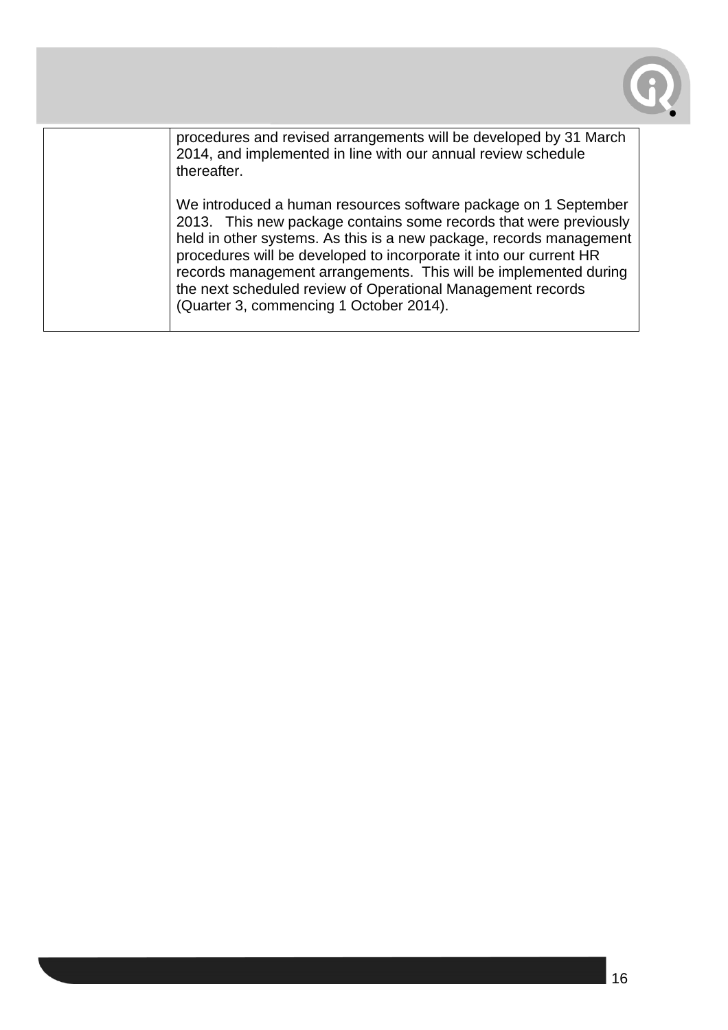|  | procedures and revised arrangements will be developed by 31 March 2014, and implemented in line with our annual review schedule thereafter.<br><br>We introduced a human resources software package on 1 September 2013. This new package contains some records that were previously held in other systems. As this is a new package, records management procedures will be developed to incorporate it into our current HR records management arrangements. This will be implemented during the next scheduled review of Operational Management records (Quarter 3, commencing 1 October 2014). |
|---|---|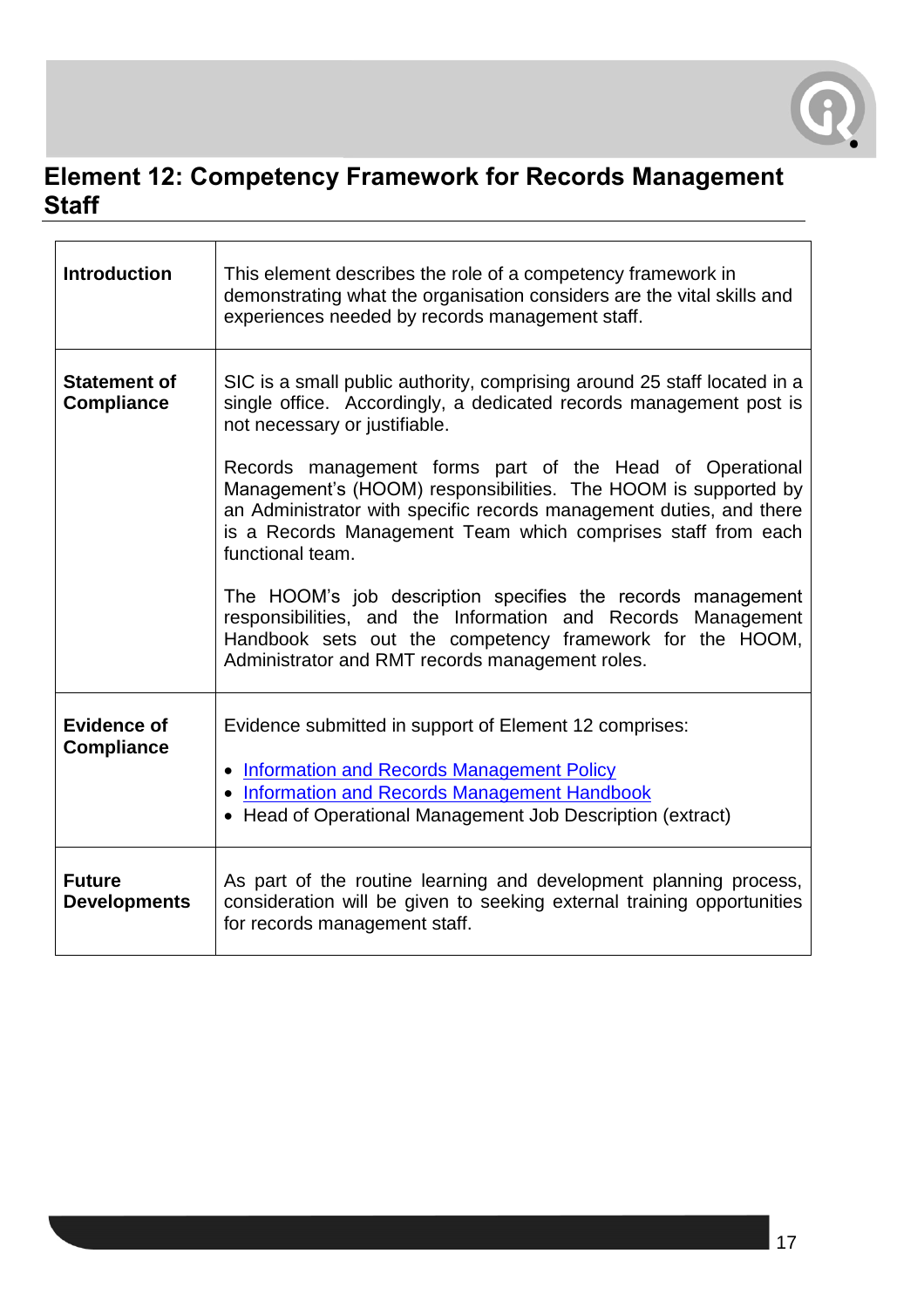## Element 12: Competency Framework for Records Management Staff

| | |
|---|---|
| **Introduction** | This element describes the role of a competency framework in demonstrating what the organisation considers are the vital skills and experiences needed by records management staff. |
| **Statement of Compliance** | SIC is a small public authority, comprising around 25 staff located in a single office. Accordingly, a dedicated records management post is not necessary or justifiable.<br><br>Records management forms part of the Head of Operational Management's (HOOM) responsibilities. The HOOM is supported by an Administrator with specific records management duties, and there is a Records Management Team which comprises staff from each functional team.<br><br>The HOOM's job description specifies the records management responsibilities, and the Information and Records Management Handbook sets out the competency framework for the HOOM, Administrator and RMT records management roles. |
| **Evidence of Compliance** | Evidence submitted in support of Element 12 comprises:<br><br>• Information and Records Management Policy<br>• Information and Records Management Handbook<br>• Head of Operational Management Job Description (extract) |
| **Future Developments** | As part of the routine learning and development planning process, consideration will be given to seeking external training opportunities for records management staff. |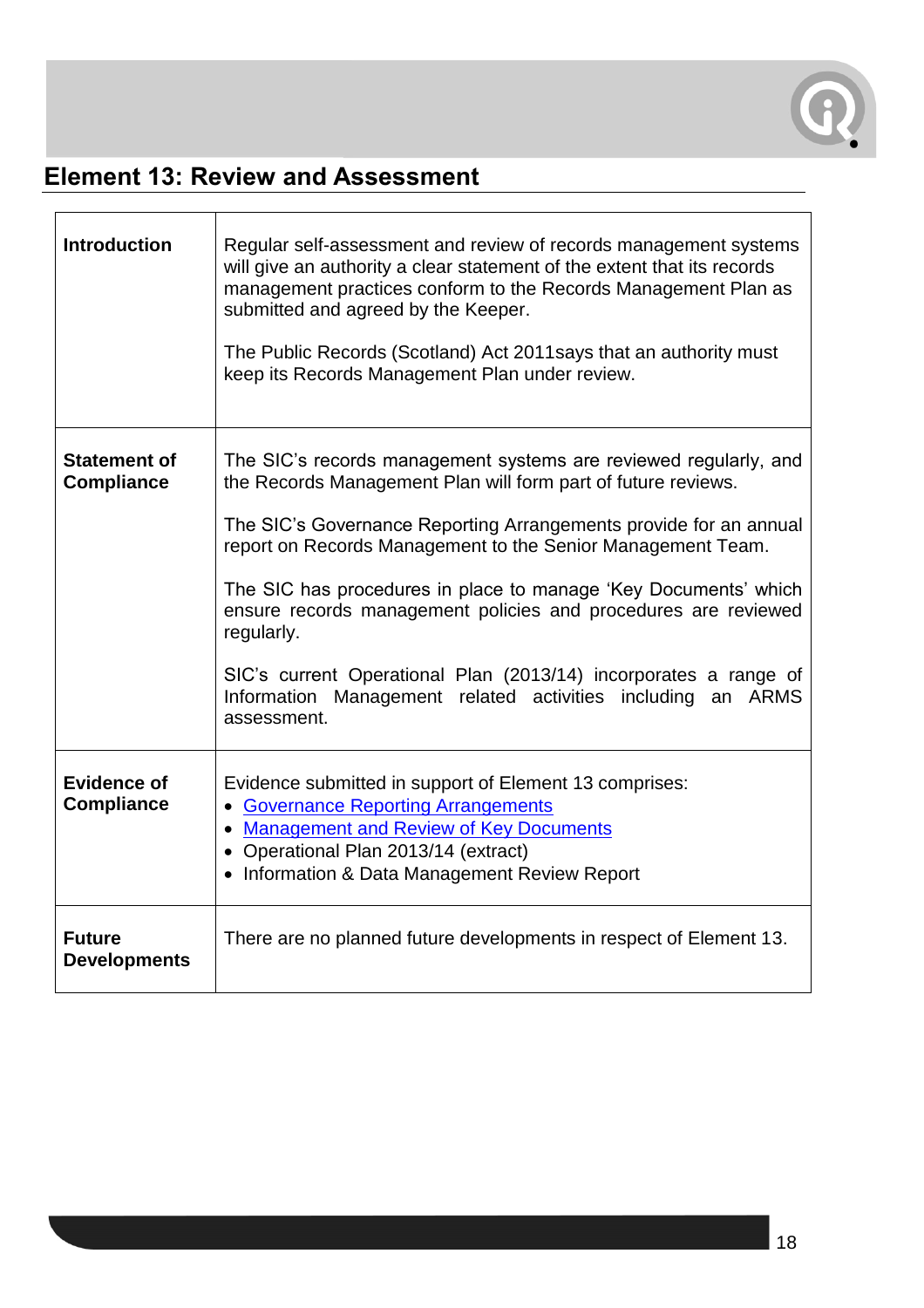## Element 13: Review and Assessment

| | |
|---|---|
| **Introduction** | Regular self-assessment and review of records management systems will give an authority a clear statement of the extent that its records management practices conform to the Records Management Plan as submitted and agreed by the Keeper.<br><br>The Public Records (Scotland) Act 2011says that an authority must keep its Records Management Plan under review. |
| **Statement of Compliance** | The SIC's records management systems are reviewed regularly, and the Records Management Plan will form part of future reviews.<br><br>The SIC's Governance Reporting Arrangements provide for an annual report on Records Management to the Senior Management Team.<br><br>The SIC has procedures in place to manage 'Key Documents' which ensure records management policies and procedures are reviewed regularly.<br><br>SIC's current Operational Plan (2013/14) incorporates a range of Information Management related activities including an ARMS assessment. |
| **Evidence of Compliance** | Evidence submitted in support of Element 13 comprises:<br>• Governance Reporting Arrangements<br>• Management and Review of Key Documents<br>• Operational Plan 2013/14 (extract)<br>• Information & Data Management Review Report |
| **Future Developments** | There are no planned future developments in respect of Element 13. |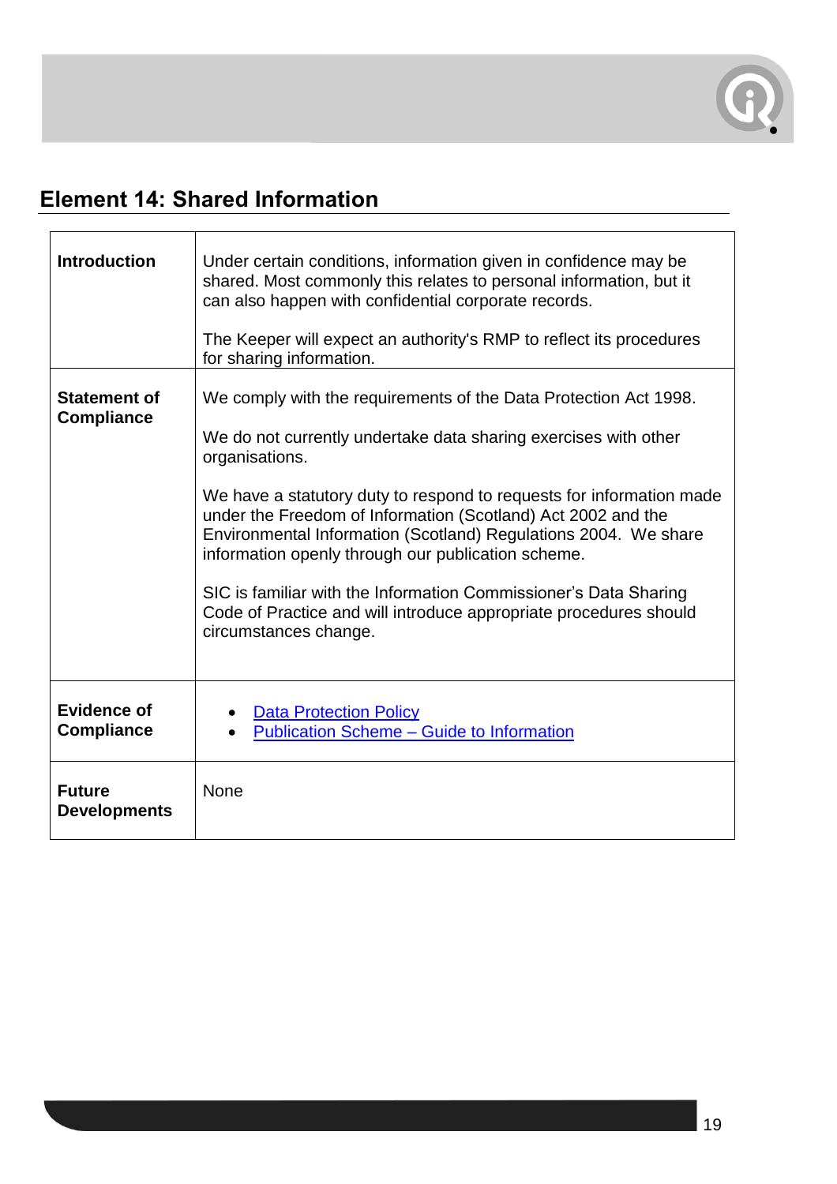## Element 14: Shared Information

| | |
|---|---|
| **Introduction** | Under certain conditions, information given in confidence may be shared. Most commonly this relates to personal information, but it can also happen with confidential corporate records.<br><br>The Keeper will expect an authority's RMP to reflect its procedures for sharing information. |
| **Statement of Compliance** | We comply with the requirements of the Data Protection Act 1998.<br><br>We do not currently undertake data sharing exercises with other organisations.<br><br>We have a statutory duty to respond to requests for information made under the Freedom of Information (Scotland) Act 2002 and the Environmental Information (Scotland) Regulations 2004. We share information openly through our publication scheme.<br><br>SIC is familiar with the Information Commissioner's Data Sharing Code of Practice and will introduce appropriate procedures should circumstances change. |
| **Evidence of Compliance** | • Data Protection Policy<br>• Publication Scheme – Guide to Information |
| **Future Developments** | None |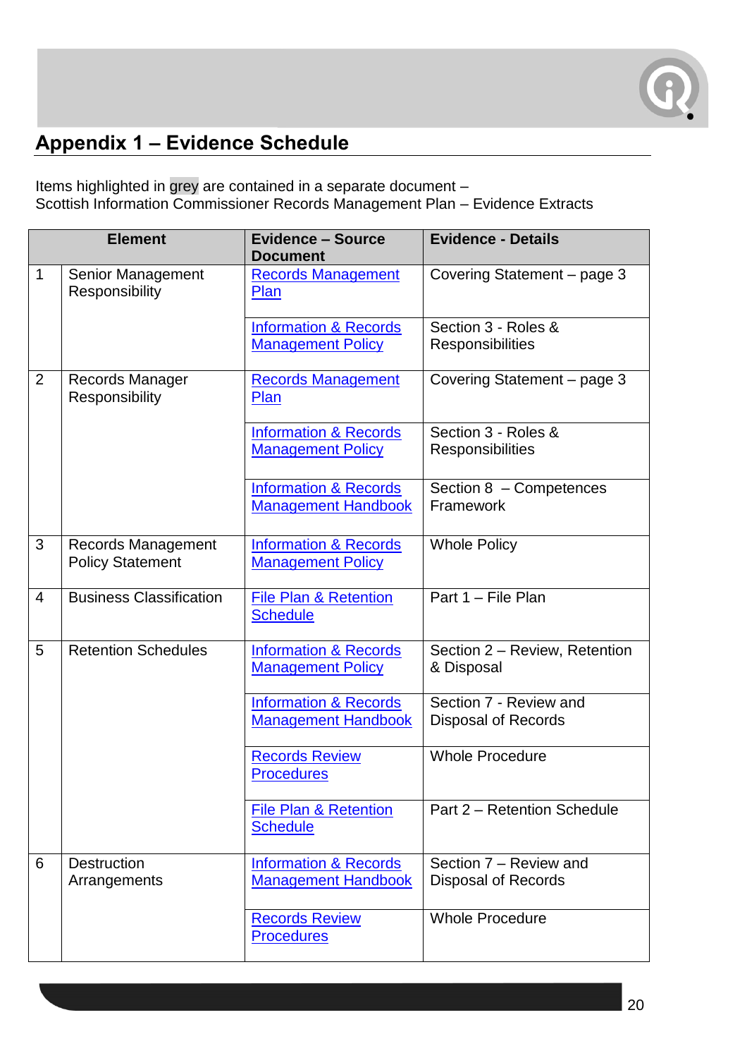## Appendix 1 – Evidence Schedule

Items highlighted in grey are contained in a separate document –
Scottish Information Commissioner Records Management Plan – Evidence Extracts

| Element | | Evidence – Source Document | Evidence - Details |
|---|---|---|---|
| 1 | Senior Management Responsibility | Records Management Plan | Covering Statement – page 3 |
| | | Information & Records Management Policy | Section 3 - Roles & Responsibilities |
| 2 | Records Manager Responsibility | Records Management Plan | Covering Statement – page 3 |
| | | Information & Records Management Policy | Section 3 - Roles & Responsibilities |
| | | Information & Records Management Handbook | Section 8 – Competences Framework |
| 3 | Records Management Policy Statement | Information & Records Management Policy | Whole Policy |
| 4 | Business Classification | File Plan & Retention Schedule | Part 1 – File Plan |
| 5 | Retention Schedules | Information & Records Management Policy | Section 2 – Review, Retention & Disposal |
| | | Information & Records Management Handbook | Section 7 - Review and Disposal of Records |
| | | Records Review Procedures | Whole Procedure |
| | | File Plan & Retention Schedule | Part 2 – Retention Schedule |
| 6 | Destruction Arrangements | Information & Records Management Handbook | Section 7 – Review and Disposal of Records |
| | | Records Review Procedures | Whole Procedure |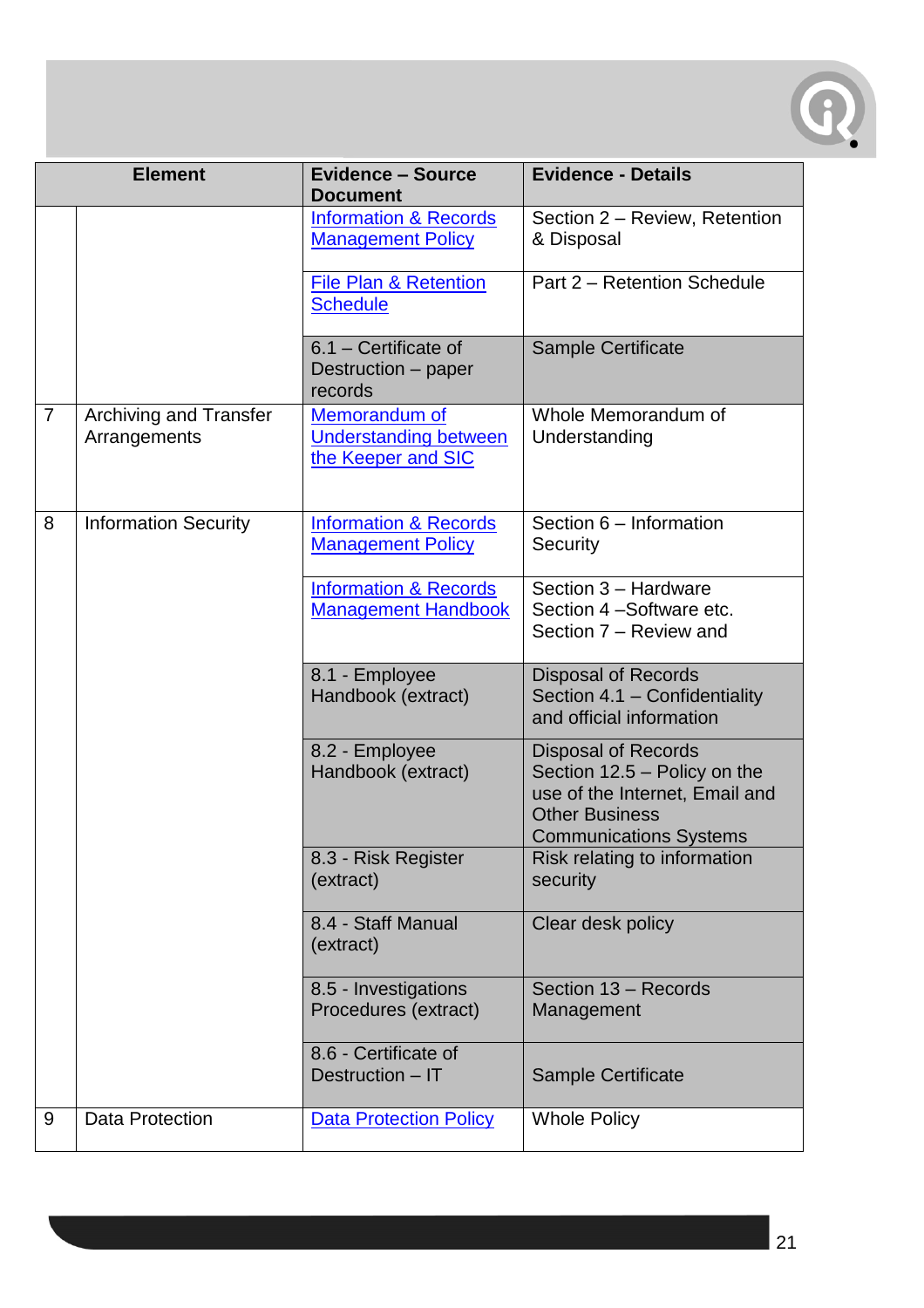| Element | | Evidence – Source Document | Evidence - Details |
|---|---|---|---|
| | | Information & Records Management Policy | Section 2 – Review, Retention & Disposal |
| | | File Plan & Retention Schedule | Part 2 – Retention Schedule |
| | | 6.1 – Certificate of Destruction – paper records | Sample Certificate |
| 7 | Archiving and Transfer Arrangements | Memorandum of Understanding between the Keeper and SIC | Whole Memorandum of Understanding |
| 8 | Information Security | Information & Records Management Policy | Section 6 – Information Security |
| | | Information & Records Management Handbook | Section 3 – Hardware<br>Section 4 –Software etc.<br>Section 7 – Review and |
| | | 8.1 - Employee Handbook (extract) | Disposal of Records<br>Section 4.1 – Confidentiality and official information |
| | | 8.2 - Employee Handbook (extract) | Disposal of Records<br>Section 12.5 – Policy on the use of the Internet, Email and Other Business Communications Systems |
| | | 8.3 - Risk Register (extract) | Risk relating to information security |
| | | 8.4 - Staff Manual (extract) | Clear desk policy |
| | | 8.5 - Investigations Procedures (extract) | Section 13 – Records Management |
| | | 8.6 - Certificate of Destruction – IT | Sample Certificate |
| 9 | Data Protection | Data Protection Policy | Whole Policy |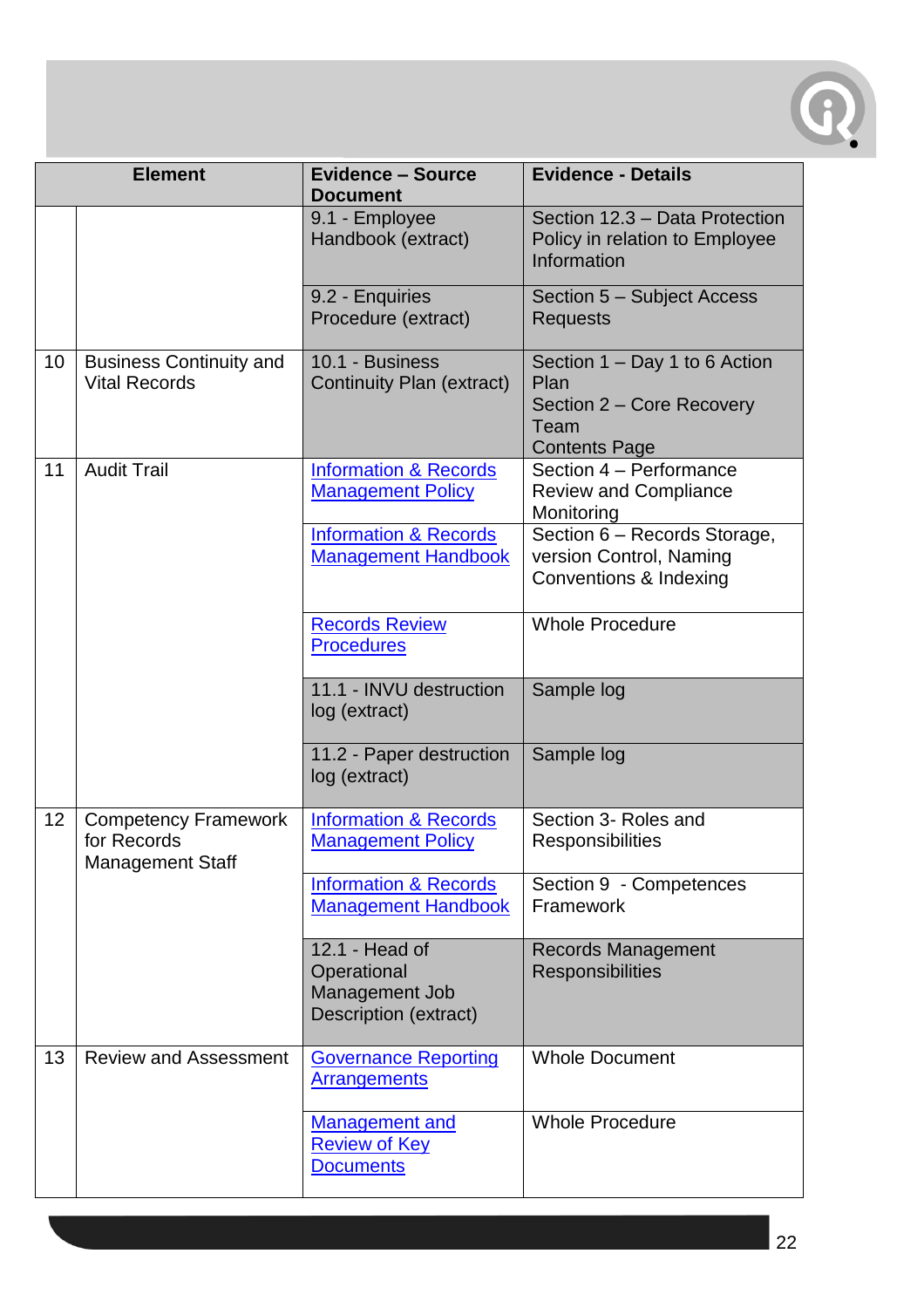| Element | | Evidence – Source Document | Evidence - Details |
|---|---|---|---|
| | | 9.1 - Employee Handbook (extract) | Section 12.3 – Data Protection Policy in relation to Employee Information |
| | | 9.2 - Enquiries Procedure (extract) | Section 5 – Subject Access Requests |
| 10 | Business Continuity and Vital Records | 10.1 - Business Continuity Plan (extract) | Section 1 – Day 1 to 6 Action Plan<br>Section 2 – Core Recovery Team<br>Contents Page |
| 11 | Audit Trail | Information & Records Management Policy | Section 4 – Performance Review and Compliance Monitoring |
| | | Information & Records Management Handbook | Section 6 – Records Storage, version Control, Naming Conventions & Indexing |
| | | Records Review Procedures | Whole Procedure |
| | | 11.1 - INVU destruction log (extract) | Sample log |
| | | 11.2 - Paper destruction log (extract) | Sample log |
| 12 | Competency Framework for Records Management Staff | Information & Records Management Policy | Section 3- Roles and Responsibilities |
| | | Information & Records Management Handbook | Section 9 - Competences Framework |
| | | 12.1 - Head of Operational Management Job Description (extract) | Records Management Responsibilities |
| 13 | Review and Assessment | Governance Reporting Arrangements | Whole Document |
| | | Management and Review of Key Documents | Whole Procedure |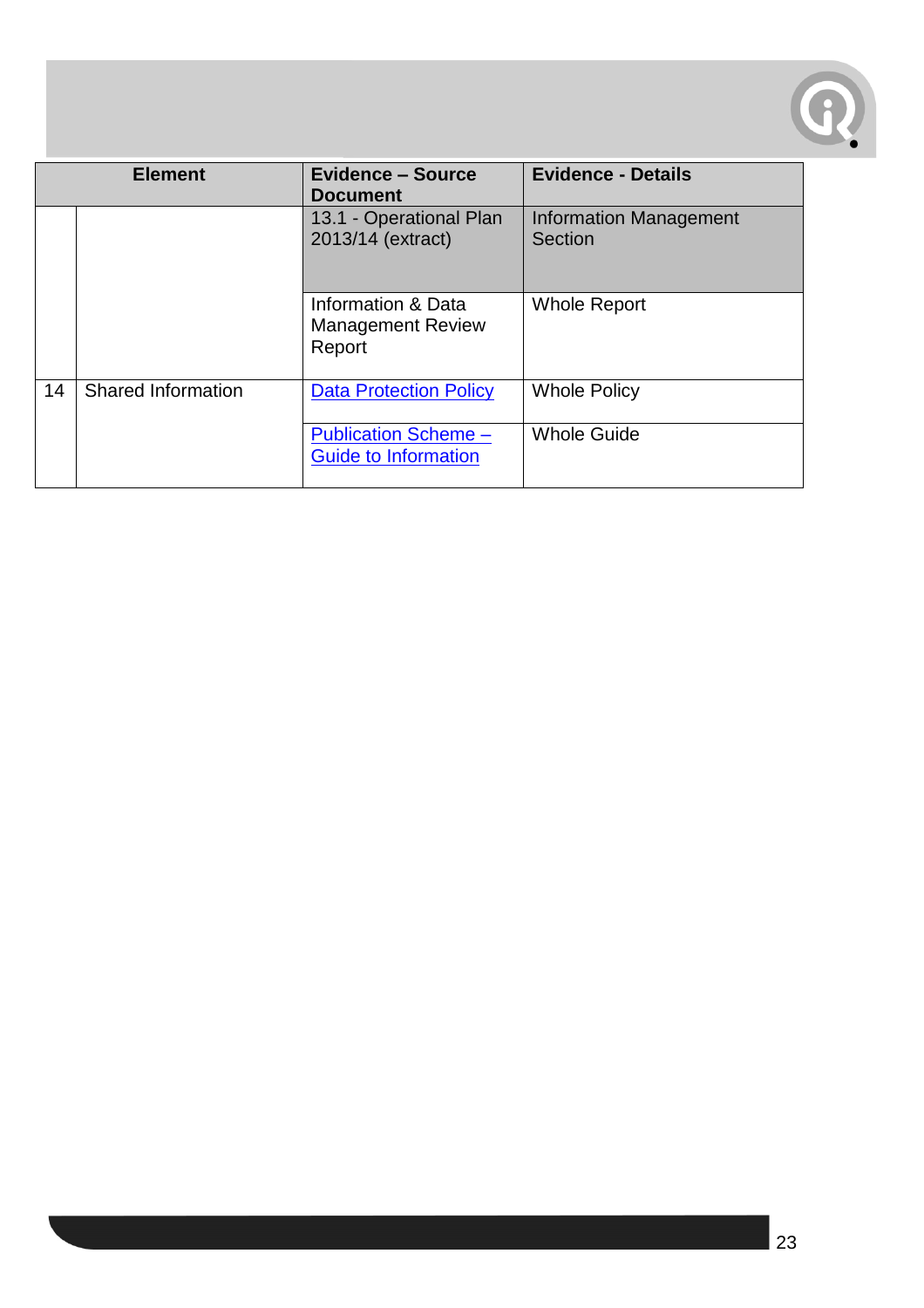| Element | | Evidence – Source Document | Evidence - Details |
|---|---|---|---|
| | | 13.1 - Operational Plan 2013/14 (extract) | Information Management Section |
| | | Information & Data Management Review Report | Whole Report |
| 14 | Shared Information | Data Protection Policy | Whole Policy |
| | | Publication Scheme – Guide to Information | Whole Guide |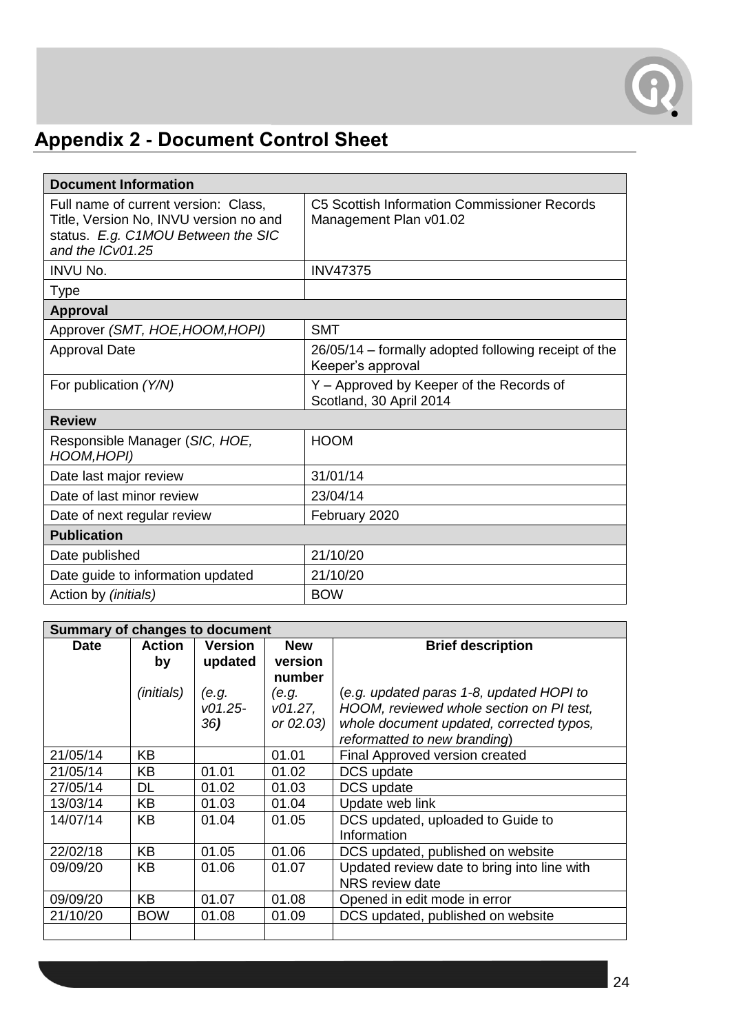## Appendix 2 - Document Control Sheet

| Document Information | |
|---|---|
| Full name of current version: Class, Title, Version No, INVU version no and status. *E.g. C1MOU Between the SIC and the ICv01.25* | C5 Scottish Information Commissioner Records Management Plan v01.02 |
| INVU No. | INV47375 |
| Type | |
| **Approval** | |
| Approver *(SMT, HOE,HOOM,HOPI)* | SMT |
| Approval Date | 26/05/14 – formally adopted following receipt of the Keeper's approval |
| For publication *(Y/N)* | Y – Approved by Keeper of the Records of Scotland, 30 April 2014 |
| **Review** | |
| Responsible Manager (*SIC, HOE, HOOM,HOPI)* | HOOM |
| Date last major review | 31/01/14 |
| Date of last minor review | 23/04/14 |
| Date of next regular review | February 2020 |
| **Publication** | |
| Date published | 21/10/20 |
| Date guide to information updated | 21/10/20 |
| Action by *(initials)* | BOW |

| Summary of changes to document | | | | |
|---|---|---|---|---|
| **Date** | **Action by** *(initials)* | **Version updated** *(e.g. v01.25-36)* | **New version number** *(e.g. v01.27, or 02.03)* | **Brief description** (*e.g. updated paras 1-8, updated HOPI to HOOM, reviewed whole section on PI test, whole document updated, corrected typos, reformatted to new branding*) |
| 21/05/14 | KB | | 01.01 | Final Approved version created |
| 21/05/14 | KB | 01.01 | 01.02 | DCS update |
| 27/05/14 | DL | 01.02 | 01.03 | DCS update |
| 13/03/14 | KB | 01.03 | 01.04 | Update web link |
| 14/07/14 | KB | 01.04 | 01.05 | DCS updated, uploaded to Guide to Information |
| 22/02/18 | KB | 01.05 | 01.06 | DCS updated, published on website |
| 09/09/20 | KB | 01.06 | 01.07 | Updated review date to bring into line with NRS review date |
| 09/09/20 | KB | 01.07 | 01.08 | Opened in edit mode in error |
| 21/10/20 | BOW | 01.08 | 01.09 | DCS updated, published on website |
| | | | | |